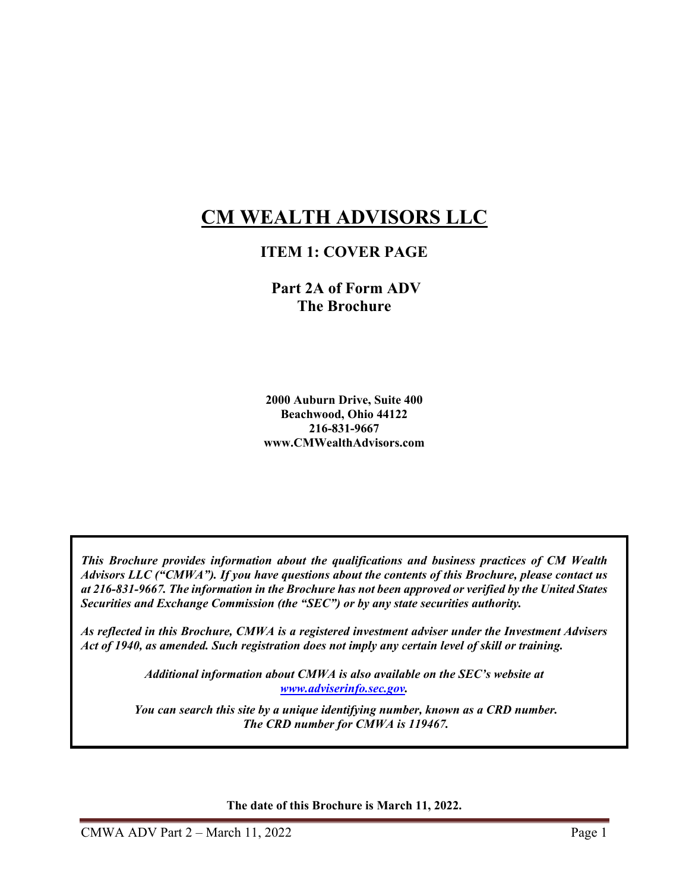# CM WEALTH ADVISORS LLC

## ITEM 1: COVER PAGE

**Part 2A of Form ADV**
**The Brochure**

**2000 Auburn Drive, Suite 400**
**Beachwood, Ohio 44122**
**216-831-9667**
**www.CMWealthAdvisors.com**

***This Brochure provides information about the qualifications and business practices of CM Wealth Advisors LLC ("CMWA"). If you have questions about the contents of this Brochure, please contact us at 216-831-9667. The information in the Brochure has not been approved or verified by the United States Securities and Exchange Commission (the "SEC") or by any state securities authority.***

***As reflected in this Brochure, CMWA is a registered investment adviser under the Investment Advisers Act of 1940, as amended. Such registration does not imply any certain level of skill or training.***

***Additional information about CMWA is also available on the SEC's website at www.adviserinfo.sec.gov.***

***You can search this site by a unique identifying number, known as a CRD number. The CRD number for CMWA is 119467.***

**The date of this Brochure is March 11, 2022.**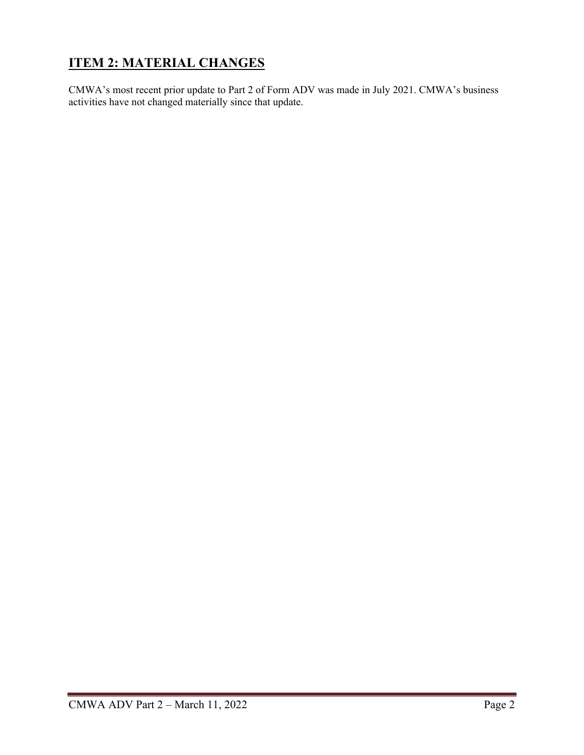## ITEM 2: MATERIAL CHANGES

CMWA's most recent prior update to Part 2 of Form ADV was made in July 2021. CMWA's business activities have not changed materially since that update.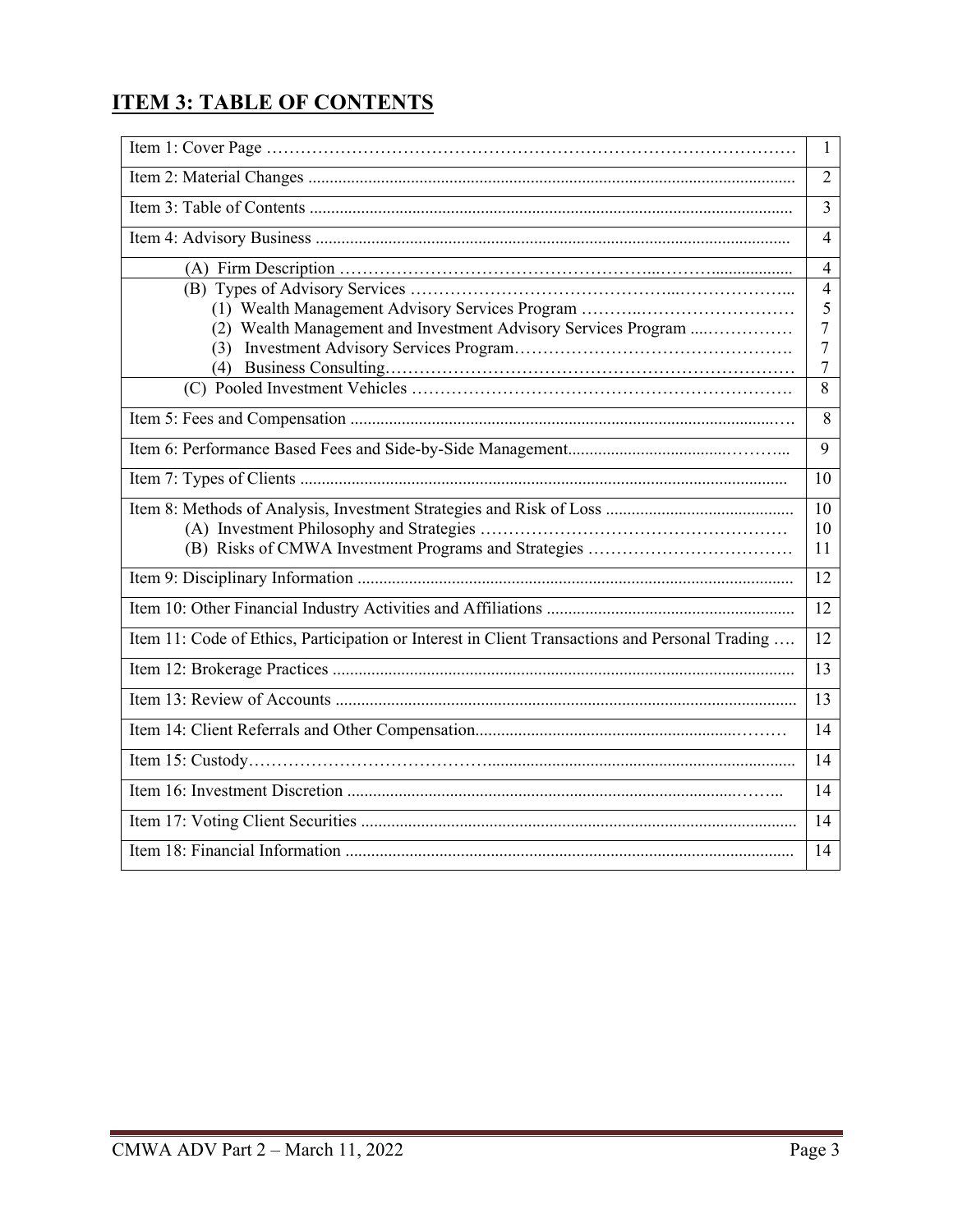## ITEM 3: TABLE OF CONTENTS

| | |
|---|---|
| Item 1: Cover Page | 1 |
| Item 2: Material Changes | 2 |
| Item 3: Table of Contents | 3 |
| Item 4: Advisory Business | 4 |
| (A) Firm Description | 4 |
| (B) Types of Advisory Services | 4 |
| (1) Wealth Management Advisory Services Program | 5 |
| (2) Wealth Management and Investment Advisory Services Program | 7 |
| (3) Investment Advisory Services Program | 7 |
| (4) Business Consulting | 7 |
| (C) Pooled Investment Vehicles | 8 |
| Item 5: Fees and Compensation | 8 |
| Item 6: Performance Based Fees and Side-by-Side Management | 9 |
| Item 7: Types of Clients | 10 |
| Item 8: Methods of Analysis, Investment Strategies and Risk of Loss | 10 |
| (A) Investment Philosophy and Strategies | 10 |
| (B) Risks of CMWA Investment Programs and Strategies | 11 |
| Item 9: Disciplinary Information | 12 |
| Item 10: Other Financial Industry Activities and Affiliations | 12 |
| Item 11: Code of Ethics, Participation or Interest in Client Transactions and Personal Trading | 12 |
| Item 12: Brokerage Practices | 13 |
| Item 13: Review of Accounts | 13 |
| Item 14: Client Referrals and Other Compensation | 14 |
| Item 15: Custody | 14 |
| Item 16: Investment Discretion | 14 |
| Item 17: Voting Client Securities | 14 |
| Item 18: Financial Information | 14 |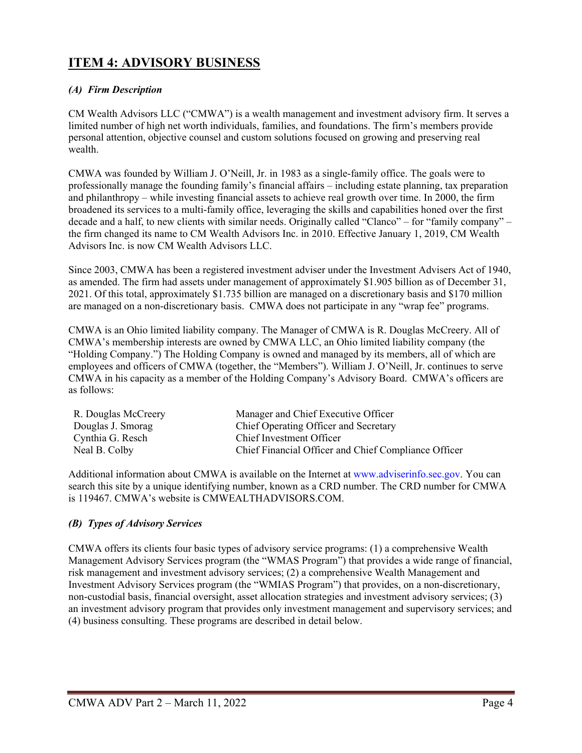## ITEM 4: ADVISORY BUSINESS

### *(A) Firm Description*

CM Wealth Advisors LLC ("CMWA") is a wealth management and investment advisory firm. It serves a limited number of high net worth individuals, families, and foundations. The firm's members provide personal attention, objective counsel and custom solutions focused on growing and preserving real wealth.

CMWA was founded by William J. O'Neill, Jr. in 1983 as a single-family office. The goals were to professionally manage the founding family's financial affairs – including estate planning, tax preparation and philanthropy – while investing financial assets to achieve real growth over time. In 2000, the firm broadened its services to a multi-family office, leveraging the skills and capabilities honed over the first decade and a half, to new clients with similar needs. Originally called "Clanco" – for "family company" – the firm changed its name to CM Wealth Advisors Inc. in 2010. Effective January 1, 2019, CM Wealth Advisors Inc. is now CM Wealth Advisors LLC.

Since 2003, CMWA has been a registered investment adviser under the Investment Advisers Act of 1940, as amended. The firm had assets under management of approximately $1.905 billion as of December 31, 2021. Of this total, approximately $1.735 billion are managed on a discretionary basis and $170 million are managed on a non-discretionary basis. CMWA does not participate in any "wrap fee" programs.

CMWA is an Ohio limited liability company. The Manager of CMWA is R. Douglas McCreery. All of CMWA's membership interests are owned by CMWA LLC, an Ohio limited liability company (the "Holding Company.") The Holding Company is owned and managed by its members, all of which are employees and officers of CMWA (together, the "Members"). William J. O'Neill, Jr. continues to serve CMWA in his capacity as a member of the Holding Company's Advisory Board. CMWA's officers are as follows:

| | |
|---|---|
| R. Douglas McCreery | Manager and Chief Executive Officer |
| Douglas J. Smorag | Chief Operating Officer and Secretary |
| Cynthia G. Resch | Chief Investment Officer |
| Neal B. Colby | Chief Financial Officer and Chief Compliance Officer |

Additional information about CMWA is available on the Internet at www.adviserinfo.sec.gov. You can search this site by a unique identifying number, known as a CRD number. The CRD number for CMWA is 119467. CMWA's website is CMWEALTHADVISORS.COM.

### *(B) Types of Advisory Services*

CMWA offers its clients four basic types of advisory service programs: (1) a comprehensive Wealth Management Advisory Services program (the "WMAS Program") that provides a wide range of financial, risk management and investment advisory services; (2) a comprehensive Wealth Management and Investment Advisory Services program (the "WMIAS Program") that provides, on a non-discretionary, non-custodial basis, financial oversight, asset allocation strategies and investment advisory services; (3) an investment advisory program that provides only investment management and supervisory services; and (4) business consulting. These programs are described in detail below.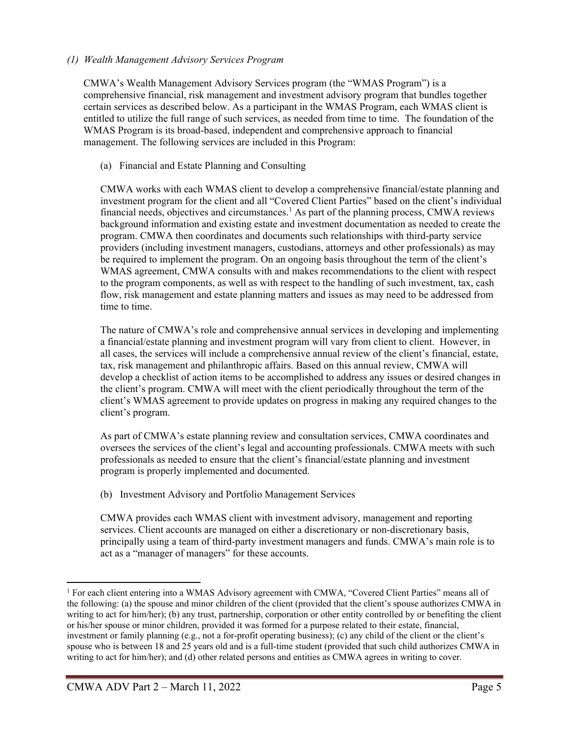*(1) Wealth Management Advisory Services Program*

CMWA's Wealth Management Advisory Services program (the "WMAS Program") is a comprehensive financial, risk management and investment advisory program that bundles together certain services as described below. As a participant in the WMAS Program, each WMAS client is entitled to utilize the full range of such services, as needed from time to time. The foundation of the WMAS Program is its broad-based, independent and comprehensive approach to financial management. The following services are included in this Program:

(a) Financial and Estate Planning and Consulting

CMWA works with each WMAS client to develop a comprehensive financial/estate planning and investment program for the client and all "Covered Client Parties" based on the client's individual financial needs, objectives and circumstances.[1] As part of the planning process, CMWA reviews background information and existing estate and investment documentation as needed to create the program. CMWA then coordinates and documents such relationships with third-party service providers (including investment managers, custodians, attorneys and other professionals) as may be required to implement the program. On an ongoing basis throughout the term of the client's WMAS agreement, CMWA consults with and makes recommendations to the client with respect to the program components, as well as with respect to the handling of such investment, tax, cash flow, risk management and estate planning matters and issues as may need to be addressed from time to time.

The nature of CMWA's role and comprehensive annual services in developing and implementing a financial/estate planning and investment program will vary from client to client. However, in all cases, the services will include a comprehensive annual review of the client's financial, estate, tax, risk management and philanthropic affairs. Based on this annual review, CMWA will develop a checklist of action items to be accomplished to address any issues or desired changes in the client's program. CMWA will meet with the client periodically throughout the term of the client's WMAS agreement to provide updates on progress in making any required changes to the client's program.

As part of CMWA's estate planning review and consultation services, CMWA coordinates and oversees the services of the client's legal and accounting professionals. CMWA meets with such professionals as needed to ensure that the client's financial/estate planning and investment program is properly implemented and documented.

(b) Investment Advisory and Portfolio Management Services

CMWA provides each WMAS client with investment advisory, management and reporting services. Client accounts are managed on either a discretionary or non-discretionary basis, principally using a team of third-party investment managers and funds. CMWA's main role is to act as a "manager of managers" for these accounts.

---

[1] For each client entering into a WMAS Advisory agreement with CMWA, "Covered Client Parties" means all of the following: (a) the spouse and minor children of the client (provided that the client's spouse authorizes CMWA in writing to act for him/her); (b) any trust, partnership, corporation or other entity controlled by or benefiting the client or his/her spouse or minor children, provided it was formed for a purpose related to their estate, financial, investment or family planning (e.g., not a for-profit operating business); (c) any child of the client or the client's spouse who is between 18 and 25 years old and is a full-time student (provided that such child authorizes CMWA in writing to act for him/her); and (d) other related persons and entities as CMWA agrees in writing to cover.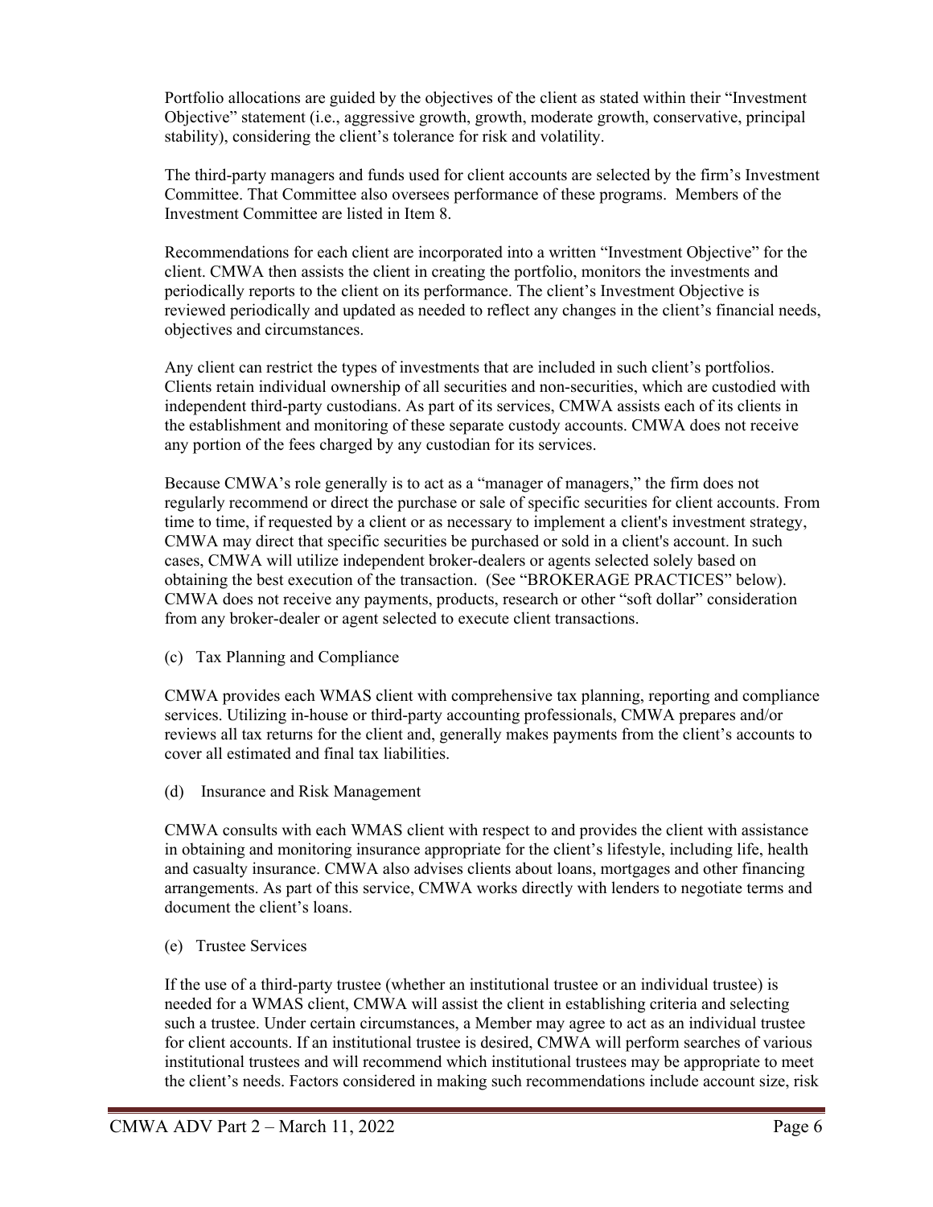Portfolio allocations are guided by the objectives of the client as stated within their "Investment Objective" statement (i.e., aggressive growth, growth, moderate growth, conservative, principal stability), considering the client's tolerance for risk and volatility.

The third-party managers and funds used for client accounts are selected by the firm's Investment Committee. That Committee also oversees performance of these programs. Members of the Investment Committee are listed in Item 8.

Recommendations for each client are incorporated into a written "Investment Objective" for the client. CMWA then assists the client in creating the portfolio, monitors the investments and periodically reports to the client on its performance. The client's Investment Objective is reviewed periodically and updated as needed to reflect any changes in the client's financial needs, objectives and circumstances.

Any client can restrict the types of investments that are included in such client's portfolios. Clients retain individual ownership of all securities and non-securities, which are custodied with independent third-party custodians. As part of its services, CMWA assists each of its clients in the establishment and monitoring of these separate custody accounts. CMWA does not receive any portion of the fees charged by any custodian for its services.

Because CMWA's role generally is to act as a "manager of managers," the firm does not regularly recommend or direct the purchase or sale of specific securities for client accounts. From time to time, if requested by a client or as necessary to implement a client's investment strategy, CMWA may direct that specific securities be purchased or sold in a client's account. In such cases, CMWA will utilize independent broker-dealers or agents selected solely based on obtaining the best execution of the transaction. (See "BROKERAGE PRACTICES" below). CMWA does not receive any payments, products, research or other "soft dollar" consideration from any broker-dealer or agent selected to execute client transactions.

(c) Tax Planning and Compliance

CMWA provides each WMAS client with comprehensive tax planning, reporting and compliance services. Utilizing in-house or third-party accounting professionals, CMWA prepares and/or reviews all tax returns for the client and, generally makes payments from the client's accounts to cover all estimated and final tax liabilities.

(d) Insurance and Risk Management

CMWA consults with each WMAS client with respect to and provides the client with assistance in obtaining and monitoring insurance appropriate for the client's lifestyle, including life, health and casualty insurance. CMWA also advises clients about loans, mortgages and other financing arrangements. As part of this service, CMWA works directly with lenders to negotiate terms and document the client's loans.

(e) Trustee Services

If the use of a third-party trustee (whether an institutional trustee or an individual trustee) is needed for a WMAS client, CMWA will assist the client in establishing criteria and selecting such a trustee. Under certain circumstances, a Member may agree to act as an individual trustee for client accounts. If an institutional trustee is desired, CMWA will perform searches of various institutional trustees and will recommend which institutional trustees may be appropriate to meet the client's needs. Factors considered in making such recommendations include account size, risk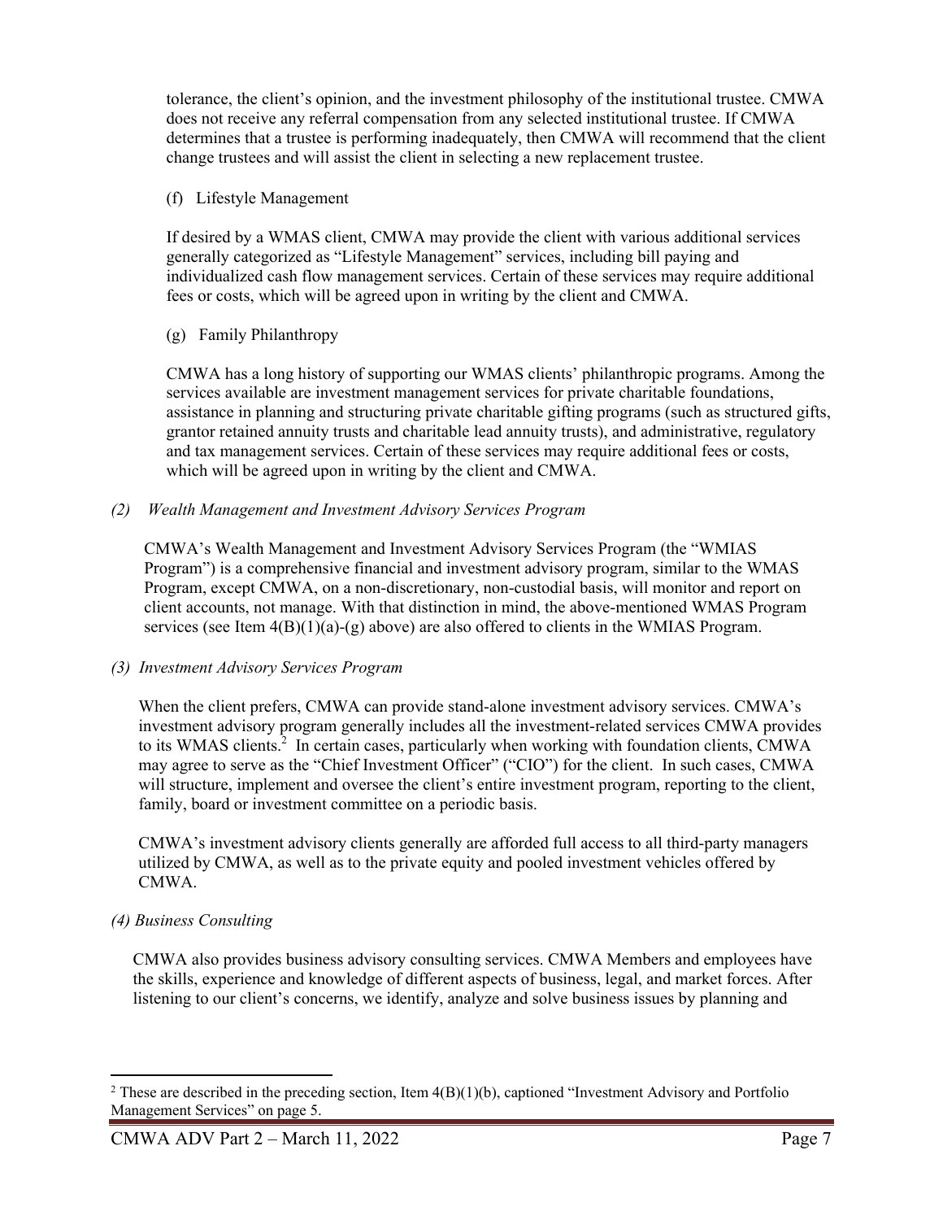tolerance, the client's opinion, and the investment philosophy of the institutional trustee. CMWA does not receive any referral compensation from any selected institutional trustee. If CMWA determines that a trustee is performing inadequately, then CMWA will recommend that the client change trustees and will assist the client in selecting a new replacement trustee.

(f) Lifestyle Management

If desired by a WMAS client, CMWA may provide the client with various additional services generally categorized as "Lifestyle Management" services, including bill paying and individualized cash flow management services. Certain of these services may require additional fees or costs, which will be agreed upon in writing by the client and CMWA.

(g) Family Philanthropy

CMWA has a long history of supporting our WMAS clients' philanthropic programs. Among the services available are investment management services for private charitable foundations, assistance in planning and structuring private charitable gifting programs (such as structured gifts, grantor retained annuity trusts and charitable lead annuity trusts), and administrative, regulatory and tax management services. Certain of these services may require additional fees or costs, which will be agreed upon in writing by the client and CMWA.

*(2) Wealth Management and Investment Advisory Services Program*

CMWA's Wealth Management and Investment Advisory Services Program (the "WMIAS Program") is a comprehensive financial and investment advisory program, similar to the WMAS Program, except CMWA, on a non-discretionary, non-custodial basis, will monitor and report on client accounts, not manage. With that distinction in mind, the above-mentioned WMAS Program services (see Item 4(B)(1)(a)-(g) above) are also offered to clients in the WMIAS Program.

*(3) Investment Advisory Services Program*

When the client prefers, CMWA can provide stand-alone investment advisory services. CMWA's investment advisory program generally includes all the investment-related services CMWA provides to its WMAS clients.[2] In certain cases, particularly when working with foundation clients, CMWA may agree to serve as the "Chief Investment Officer" ("CIO") for the client. In such cases, CMWA will structure, implement and oversee the client's entire investment program, reporting to the client, family, board or investment committee on a periodic basis.

CMWA's investment advisory clients generally are afforded full access to all third-party managers utilized by CMWA, as well as to the private equity and pooled investment vehicles offered by CMWA.

*(4) Business Consulting*

CMWA also provides business advisory consulting services. CMWA Members and employees have the skills, experience and knowledge of different aspects of business, legal, and market forces. After listening to our client's concerns, we identify, analyze and solve business issues by planning and

---

[2] These are described in the preceding section, Item 4(B)(1)(b), captioned "Investment Advisory and Portfolio Management Services" on page 5.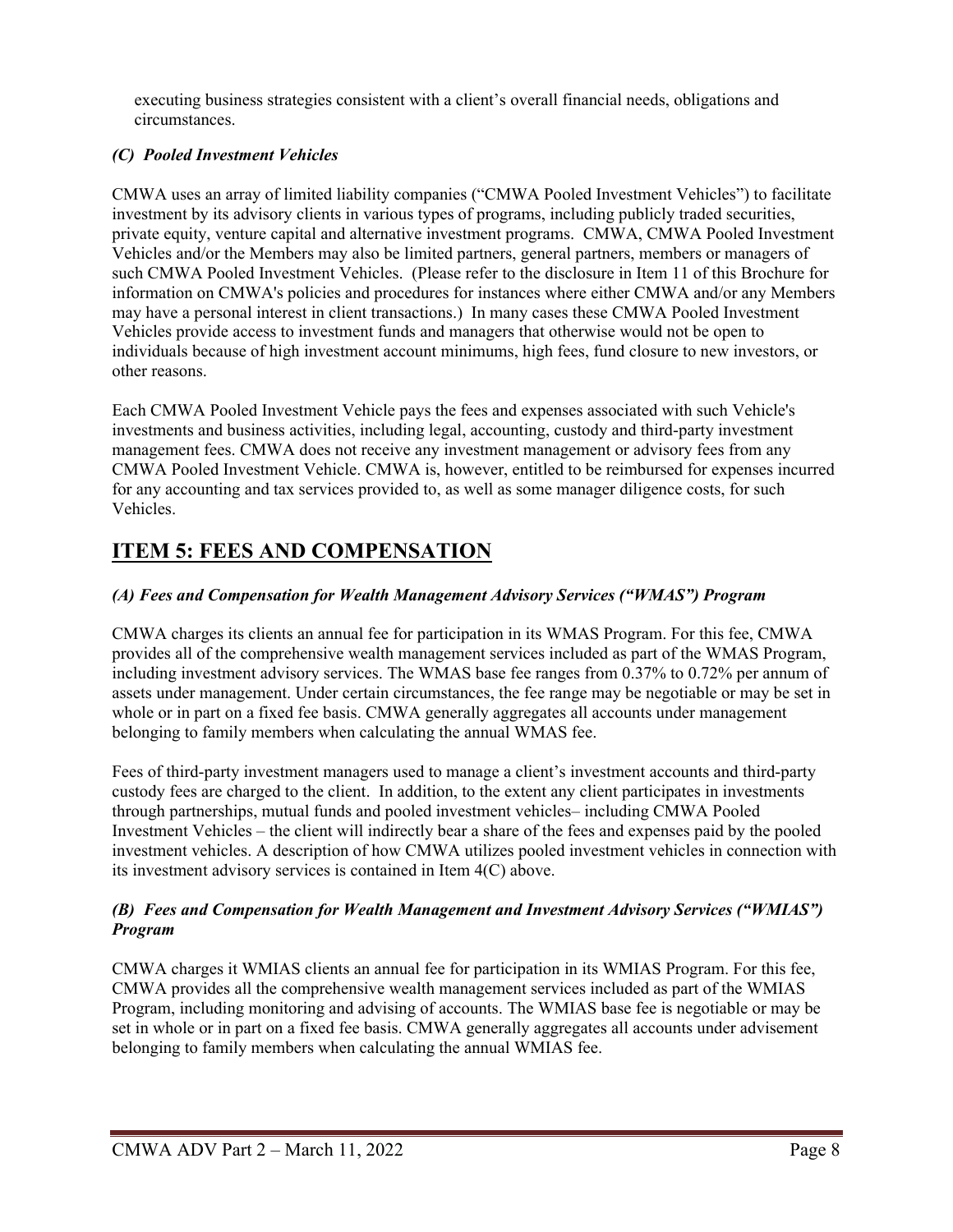executing business strategies consistent with a client's overall financial needs, obligations and circumstances.

### *(C) Pooled Investment Vehicles*

CMWA uses an array of limited liability companies ("CMWA Pooled Investment Vehicles") to facilitate investment by its advisory clients in various types of programs, including publicly traded securities, private equity, venture capital and alternative investment programs. CMWA, CMWA Pooled Investment Vehicles and/or the Members may also be limited partners, general partners, members or managers of such CMWA Pooled Investment Vehicles. (Please refer to the disclosure in Item 11 of this Brochure for information on CMWA's policies and procedures for instances where either CMWA and/or any Members may have a personal interest in client transactions.) In many cases these CMWA Pooled Investment Vehicles provide access to investment funds and managers that otherwise would not be open to individuals because of high investment account minimums, high fees, fund closure to new investors, or other reasons.

Each CMWA Pooled Investment Vehicle pays the fees and expenses associated with such Vehicle's investments and business activities, including legal, accounting, custody and third-party investment management fees. CMWA does not receive any investment management or advisory fees from any CMWA Pooled Investment Vehicle. CMWA is, however, entitled to be reimbursed for expenses incurred for any accounting and tax services provided to, as well as some manager diligence costs, for such Vehicles.

## ITEM 5: FEES AND COMPENSATION

### *(A) Fees and Compensation for Wealth Management Advisory Services ("WMAS") Program*

CMWA charges its clients an annual fee for participation in its WMAS Program. For this fee, CMWA provides all of the comprehensive wealth management services included as part of the WMAS Program, including investment advisory services. The WMAS base fee ranges from 0.37% to 0.72% per annum of assets under management. Under certain circumstances, the fee range may be negotiable or may be set in whole or in part on a fixed fee basis. CMWA generally aggregates all accounts under management belonging to family members when calculating the annual WMAS fee.

Fees of third-party investment managers used to manage a client's investment accounts and third-party custody fees are charged to the client. In addition, to the extent any client participates in investments through partnerships, mutual funds and pooled investment vehicles– including CMWA Pooled Investment Vehicles – the client will indirectly bear a share of the fees and expenses paid by the pooled investment vehicles. A description of how CMWA utilizes pooled investment vehicles in connection with its investment advisory services is contained in Item 4(C) above.

### *(B) Fees and Compensation for Wealth Management and Investment Advisory Services ("WMIAS") Program*

CMWA charges it WMIAS clients an annual fee for participation in its WMIAS Program. For this fee, CMWA provides all the comprehensive wealth management services included as part of the WMIAS Program, including monitoring and advising of accounts. The WMIAS base fee is negotiable or may be set in whole or in part on a fixed fee basis. CMWA generally aggregates all accounts under advisement belonging to family members when calculating the annual WMIAS fee.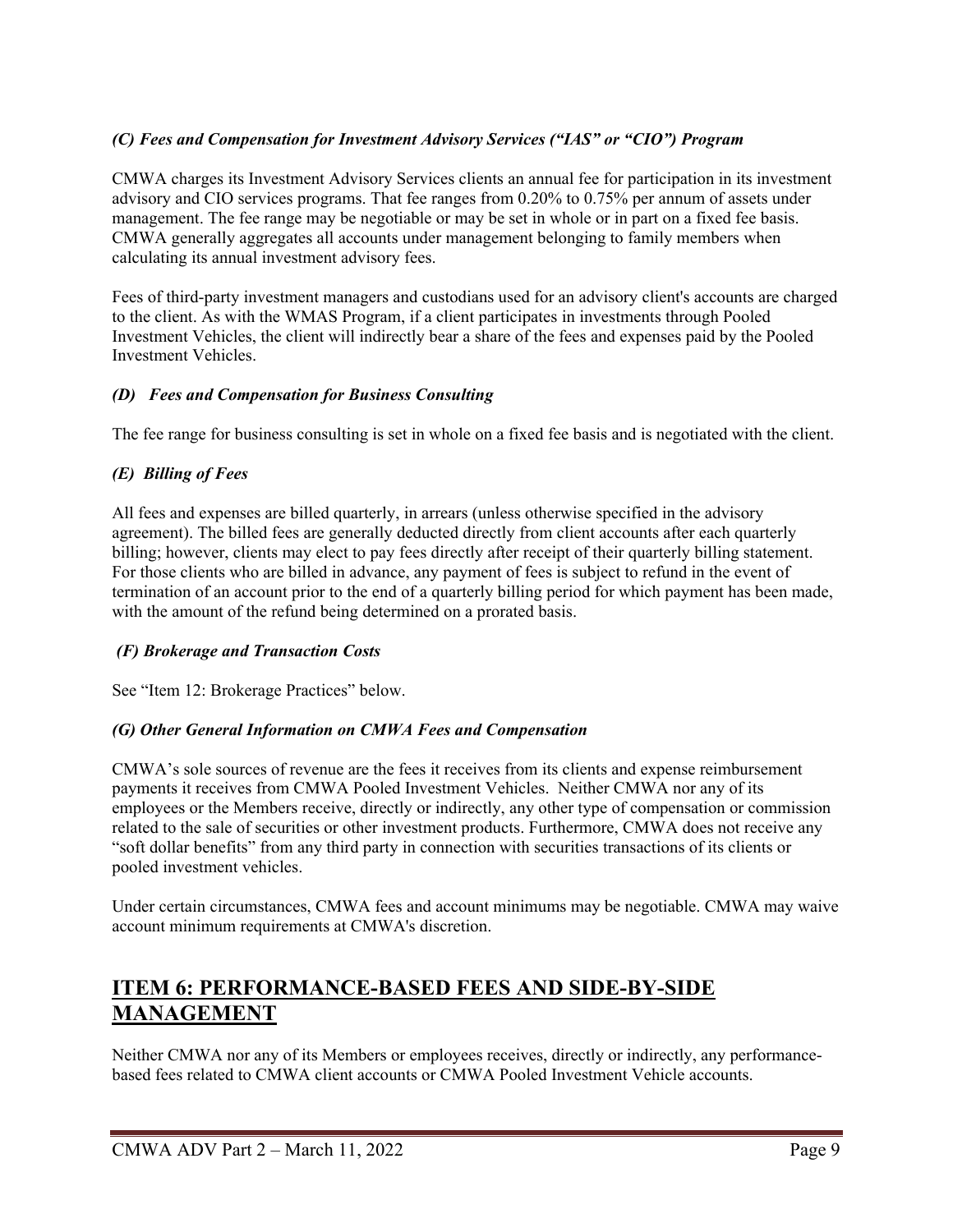### *(C) Fees and Compensation for Investment Advisory Services ("IAS" or "CIO") Program*

CMWA charges its Investment Advisory Services clients an annual fee for participation in its investment advisory and CIO services programs. That fee ranges from 0.20% to 0.75% per annum of assets under management. The fee range may be negotiable or may be set in whole or in part on a fixed fee basis. CMWA generally aggregates all accounts under management belonging to family members when calculating its annual investment advisory fees.

Fees of third-party investment managers and custodians used for an advisory client's accounts are charged to the client. As with the WMAS Program, if a client participates in investments through Pooled Investment Vehicles, the client will indirectly bear a share of the fees and expenses paid by the Pooled Investment Vehicles.

### *(D) Fees and Compensation for Business Consulting*

The fee range for business consulting is set in whole on a fixed fee basis and is negotiated with the client.

### *(E) Billing of Fees*

All fees and expenses are billed quarterly, in arrears (unless otherwise specified in the advisory agreement). The billed fees are generally deducted directly from client accounts after each quarterly billing; however, clients may elect to pay fees directly after receipt of their quarterly billing statement. For those clients who are billed in advance, any payment of fees is subject to refund in the event of termination of an account prior to the end of a quarterly billing period for which payment has been made, with the amount of the refund being determined on a prorated basis.

### *(F) Brokerage and Transaction Costs*

See "Item 12: Brokerage Practices" below.

### *(G) Other General Information on CMWA Fees and Compensation*

CMWA's sole sources of revenue are the fees it receives from its clients and expense reimbursement payments it receives from CMWA Pooled Investment Vehicles. Neither CMWA nor any of its employees or the Members receive, directly or indirectly, any other type of compensation or commission related to the sale of securities or other investment products. Furthermore, CMWA does not receive any "soft dollar benefits" from any third party in connection with securities transactions of its clients or pooled investment vehicles.

Under certain circumstances, CMWA fees and account minimums may be negotiable. CMWA may waive account minimum requirements at CMWA's discretion.

## ITEM 6: PERFORMANCE-BASED FEES AND SIDE-BY-SIDE MANAGEMENT

Neither CMWA nor any of its Members or employees receives, directly or indirectly, any performance-based fees related to CMWA client accounts or CMWA Pooled Investment Vehicle accounts.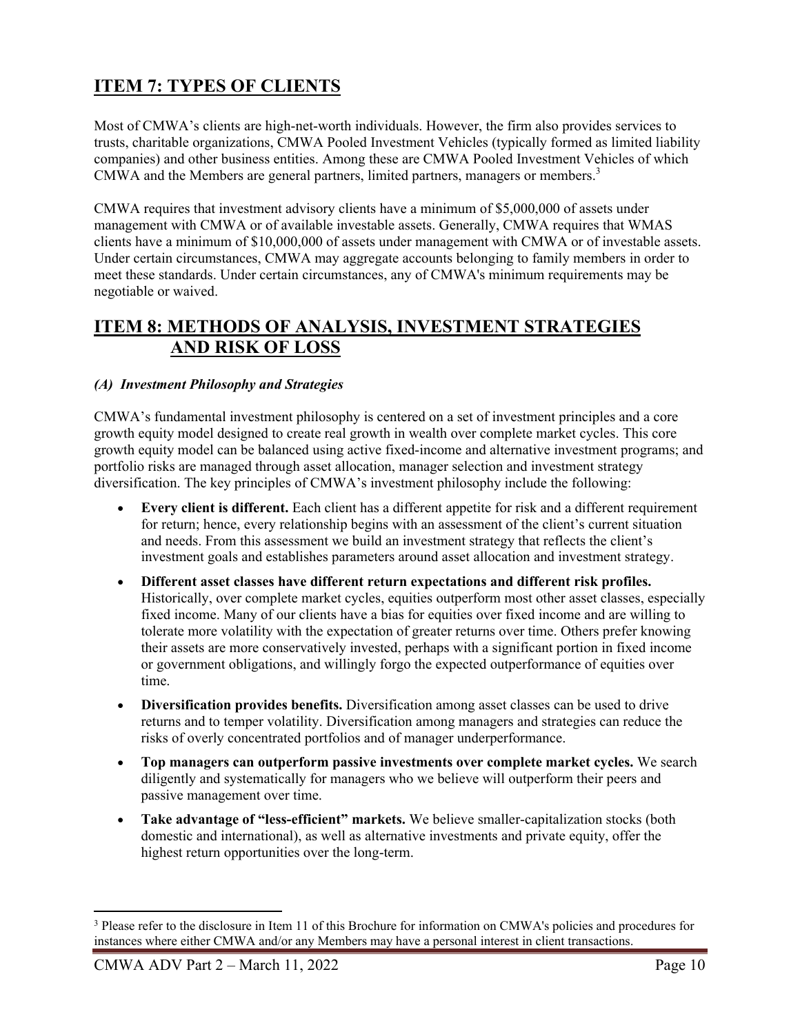## ITEM 7: TYPES OF CLIENTS

Most of CMWA's clients are high-net-worth individuals. However, the firm also provides services to trusts, charitable organizations, CMWA Pooled Investment Vehicles (typically formed as limited liability companies) and other business entities. Among these are CMWA Pooled Investment Vehicles of which CMWA and the Members are general partners, limited partners, managers or members.[3]

CMWA requires that investment advisory clients have a minimum of $5,000,000 of assets under management with CMWA or of available investable assets. Generally, CMWA requires that WMAS clients have a minimum of $10,000,000 of assets under management with CMWA or of investable assets. Under certain circumstances, CMWA may aggregate accounts belonging to family members in order to meet these standards. Under certain circumstances, any of CMWA's minimum requirements may be negotiable or waived.

## ITEM 8: METHODS OF ANALYSIS, INVESTMENT STRATEGIES AND RISK OF LOSS

### *(A) Investment Philosophy and Strategies*

CMWA's fundamental investment philosophy is centered on a set of investment principles and a core growth equity model designed to create real growth in wealth over complete market cycles. This core growth equity model can be balanced using active fixed-income and alternative investment programs; and portfolio risks are managed through asset allocation, manager selection and investment strategy diversification. The key principles of CMWA's investment philosophy include the following:

- **Every client is different.** Each client has a different appetite for risk and a different requirement for return; hence, every relationship begins with an assessment of the client's current situation and needs. From this assessment we build an investment strategy that reflects the client's investment goals and establishes parameters around asset allocation and investment strategy.
- **Different asset classes have different return expectations and different risk profiles.** Historically, over complete market cycles, equities outperform most other asset classes, especially fixed income. Many of our clients have a bias for equities over fixed income and are willing to tolerate more volatility with the expectation of greater returns over time. Others prefer knowing their assets are more conservatively invested, perhaps with a significant portion in fixed income or government obligations, and willingly forgo the expected outperformance of equities over time.
- **Diversification provides benefits.** Diversification among asset classes can be used to drive returns and to temper volatility. Diversification among managers and strategies can reduce the risks of overly concentrated portfolios and of manager underperformance.
- **Top managers can outperform passive investments over complete market cycles.** We search diligently and systematically for managers who we believe will outperform their peers and passive management over time.
- **Take advantage of "less-efficient" markets.** We believe smaller-capitalization stocks (both domestic and international), as well as alternative investments and private equity, offer the highest return opportunities over the long-term.

[3] Please refer to the disclosure in Item 11 of this Brochure for information on CMWA's policies and procedures for instances where either CMWA and/or any Members may have a personal interest in client transactions.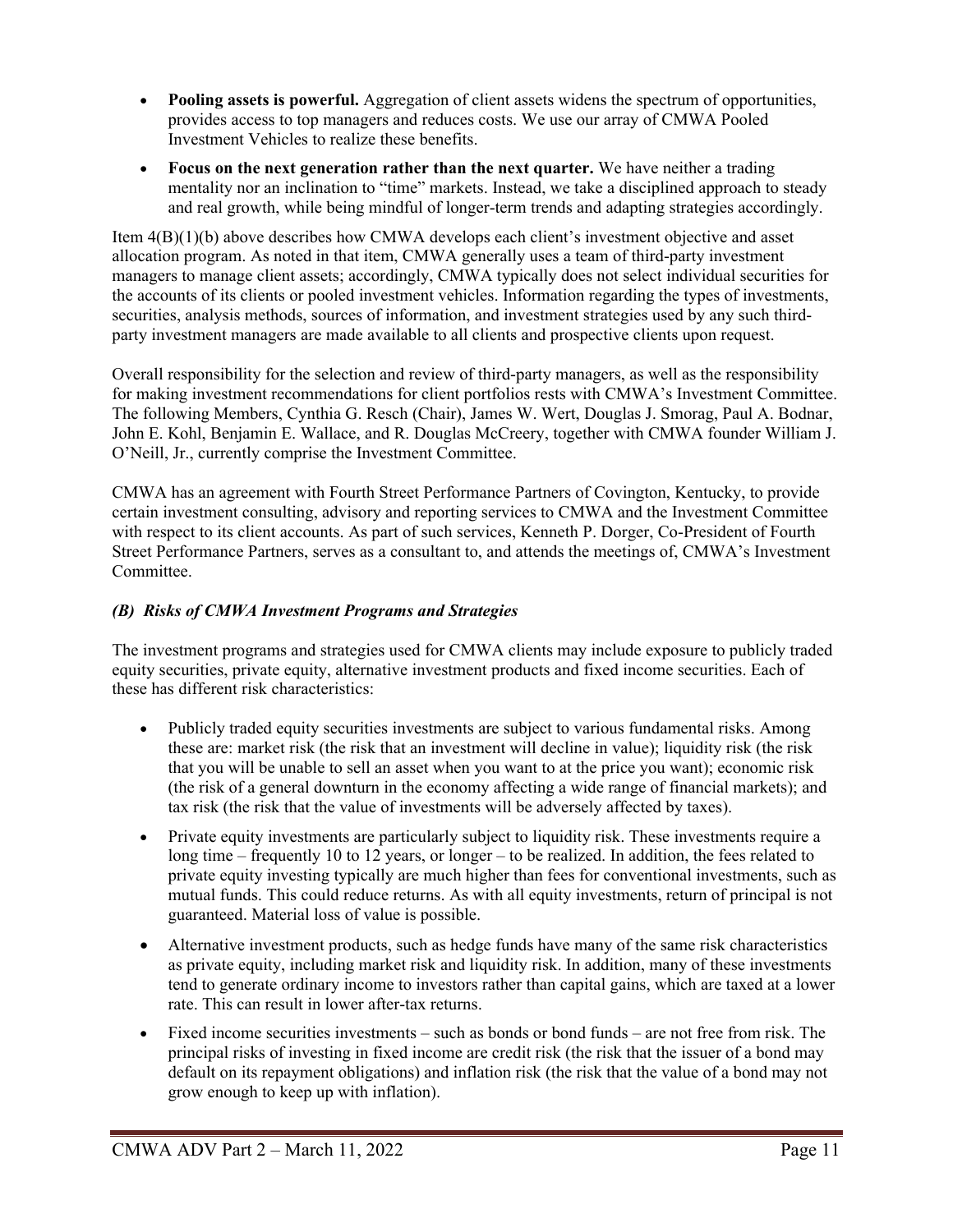- **Pooling assets is powerful.** Aggregation of client assets widens the spectrum of opportunities, provides access to top managers and reduces costs. We use our array of CMWA Pooled Investment Vehicles to realize these benefits.
- **Focus on the next generation rather than the next quarter.** We have neither a trading mentality nor an inclination to "time" markets. Instead, we take a disciplined approach to steady and real growth, while being mindful of longer-term trends and adapting strategies accordingly.

Item 4(B)(1)(b) above describes how CMWA develops each client's investment objective and asset allocation program. As noted in that item, CMWA generally uses a team of third-party investment managers to manage client assets; accordingly, CMWA typically does not select individual securities for the accounts of its clients or pooled investment vehicles. Information regarding the types of investments, securities, analysis methods, sources of information, and investment strategies used by any such third-party investment managers are made available to all clients and prospective clients upon request.

Overall responsibility for the selection and review of third-party managers, as well as the responsibility for making investment recommendations for client portfolios rests with CMWA's Investment Committee. The following Members, Cynthia G. Resch (Chair), James W. Wert, Douglas J. Smorag, Paul A. Bodnar, John E. Kohl, Benjamin E. Wallace, and R. Douglas McCreery, together with CMWA founder William J. O'Neill, Jr., currently comprise the Investment Committee.

CMWA has an agreement with Fourth Street Performance Partners of Covington, Kentucky, to provide certain investment consulting, advisory and reporting services to CMWA and the Investment Committee with respect to its client accounts. As part of such services, Kenneth P. Dorger, Co-President of Fourth Street Performance Partners, serves as a consultant to, and attends the meetings of, CMWA's Investment Committee.

### *(B) Risks of CMWA Investment Programs and Strategies*

The investment programs and strategies used for CMWA clients may include exposure to publicly traded equity securities, private equity, alternative investment products and fixed income securities. Each of these has different risk characteristics:

- Publicly traded equity securities investments are subject to various fundamental risks. Among these are: market risk (the risk that an investment will decline in value); liquidity risk (the risk that you will be unable to sell an asset when you want to at the price you want); economic risk (the risk of a general downturn in the economy affecting a wide range of financial markets); and tax risk (the risk that the value of investments will be adversely affected by taxes).
- Private equity investments are particularly subject to liquidity risk. These investments require a long time – frequently 10 to 12 years, or longer – to be realized. In addition, the fees related to private equity investing typically are much higher than fees for conventional investments, such as mutual funds. This could reduce returns. As with all equity investments, return of principal is not guaranteed. Material loss of value is possible.
- Alternative investment products, such as hedge funds have many of the same risk characteristics as private equity, including market risk and liquidity risk. In addition, many of these investments tend to generate ordinary income to investors rather than capital gains, which are taxed at a lower rate. This can result in lower after-tax returns.
- Fixed income securities investments – such as bonds or bond funds – are not free from risk. The principal risks of investing in fixed income are credit risk (the risk that the issuer of a bond may default on its repayment obligations) and inflation risk (the risk that the value of a bond may not grow enough to keep up with inflation).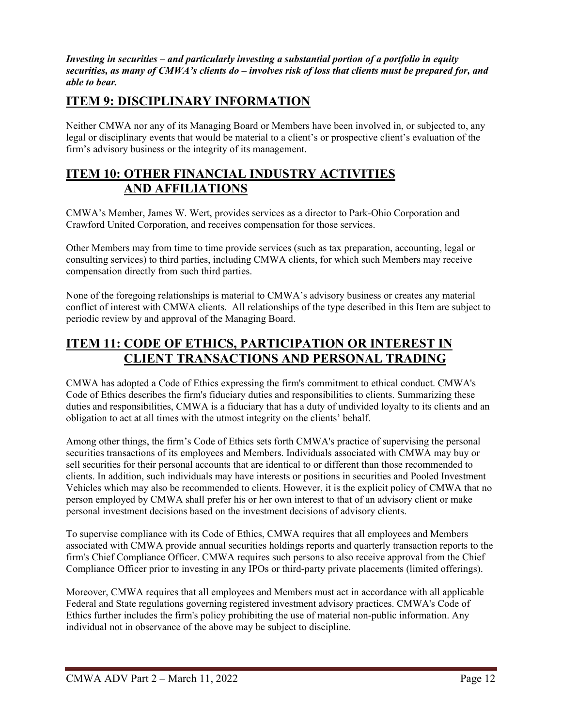***Investing in securities – and particularly investing a substantial portion of a portfolio in equity securities, as many of CMWA's clients do – involves risk of loss that clients must be prepared for, and able to bear.***

## ITEM 9: DISCIPLINARY INFORMATION

Neither CMWA nor any of its Managing Board or Members have been involved in, or subjected to, any legal or disciplinary events that would be material to a client's or prospective client's evaluation of the firm's advisory business or the integrity of its management.

## ITEM 10: OTHER FINANCIAL INDUSTRY ACTIVITIES AND AFFILIATIONS

CMWA's Member, James W. Wert, provides services as a director to Park-Ohio Corporation and Crawford United Corporation, and receives compensation for those services.

Other Members may from time to time provide services (such as tax preparation, accounting, legal or consulting services) to third parties, including CMWA clients, for which such Members may receive compensation directly from such third parties.

None of the foregoing relationships is material to CMWA's advisory business or creates any material conflict of interest with CMWA clients. All relationships of the type described in this Item are subject to periodic review by and approval of the Managing Board.

## ITEM 11: CODE OF ETHICS, PARTICIPATION OR INTEREST IN CLIENT TRANSACTIONS AND PERSONAL TRADING

CMWA has adopted a Code of Ethics expressing the firm's commitment to ethical conduct. CMWA's Code of Ethics describes the firm's fiduciary duties and responsibilities to clients. Summarizing these duties and responsibilities, CMWA is a fiduciary that has a duty of undivided loyalty to its clients and an obligation to act at all times with the utmost integrity on the clients' behalf.

Among other things, the firm's Code of Ethics sets forth CMWA's practice of supervising the personal securities transactions of its employees and Members. Individuals associated with CMWA may buy or sell securities for their personal accounts that are identical to or different than those recommended to clients. In addition, such individuals may have interests or positions in securities and Pooled Investment Vehicles which may also be recommended to clients. However, it is the explicit policy of CMWA that no person employed by CMWA shall prefer his or her own interest to that of an advisory client or make personal investment decisions based on the investment decisions of advisory clients.

To supervise compliance with its Code of Ethics, CMWA requires that all employees and Members associated with CMWA provide annual securities holdings reports and quarterly transaction reports to the firm's Chief Compliance Officer. CMWA requires such persons to also receive approval from the Chief Compliance Officer prior to investing in any IPOs or third-party private placements (limited offerings).

Moreover, CMWA requires that all employees and Members must act in accordance with all applicable Federal and State regulations governing registered investment advisory practices. CMWA's Code of Ethics further includes the firm's policy prohibiting the use of material non-public information. Any individual not in observance of the above may be subject to discipline.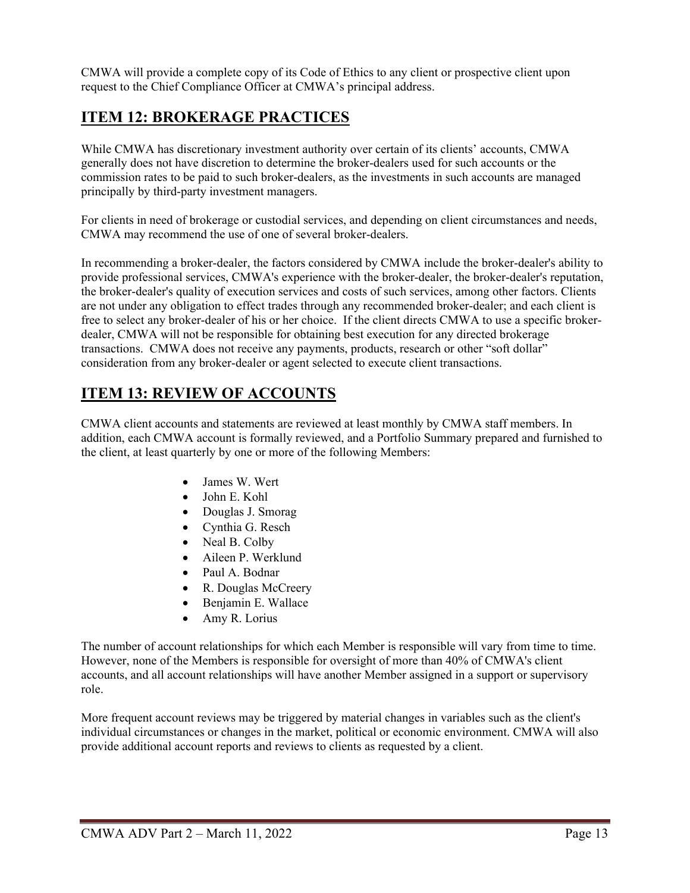CMWA will provide a complete copy of its Code of Ethics to any client or prospective client upon request to the Chief Compliance Officer at CMWA's principal address.

## ITEM 12: BROKERAGE PRACTICES

While CMWA has discretionary investment authority over certain of its clients' accounts, CMWA generally does not have discretion to determine the broker-dealers used for such accounts or the commission rates to be paid to such broker-dealers, as the investments in such accounts are managed principally by third-party investment managers.

For clients in need of brokerage or custodial services, and depending on client circumstances and needs, CMWA may recommend the use of one of several broker-dealers.

In recommending a broker-dealer, the factors considered by CMWA include the broker-dealer's ability to provide professional services, CMWA's experience with the broker-dealer, the broker-dealer's reputation, the broker-dealer's quality of execution services and costs of such services, among other factors. Clients are not under any obligation to effect trades through any recommended broker-dealer; and each client is free to select any broker-dealer of his or her choice. If the client directs CMWA to use a specific broker-dealer, CMWA will not be responsible for obtaining best execution for any directed brokerage transactions. CMWA does not receive any payments, products, research or other "soft dollar" consideration from any broker-dealer or agent selected to execute client transactions.

## ITEM 13: REVIEW OF ACCOUNTS

CMWA client accounts and statements are reviewed at least monthly by CMWA staff members. In addition, each CMWA account is formally reviewed, and a Portfolio Summary prepared and furnished to the client, at least quarterly by one or more of the following Members:

- James W. Wert
- John E. Kohl
- Douglas J. Smorag
- Cynthia G. Resch
- Neal B. Colby
- Aileen P. Werklund
- Paul A. Bodnar
- R. Douglas McCreery
- Benjamin E. Wallace
- Amy R. Lorius

The number of account relationships for which each Member is responsible will vary from time to time. However, none of the Members is responsible for oversight of more than 40% of CMWA's client accounts, and all account relationships will have another Member assigned in a support or supervisory role.

More frequent account reviews may be triggered by material changes in variables such as the client's individual circumstances or changes in the market, political or economic environment. CMWA will also provide additional account reports and reviews to clients as requested by a client.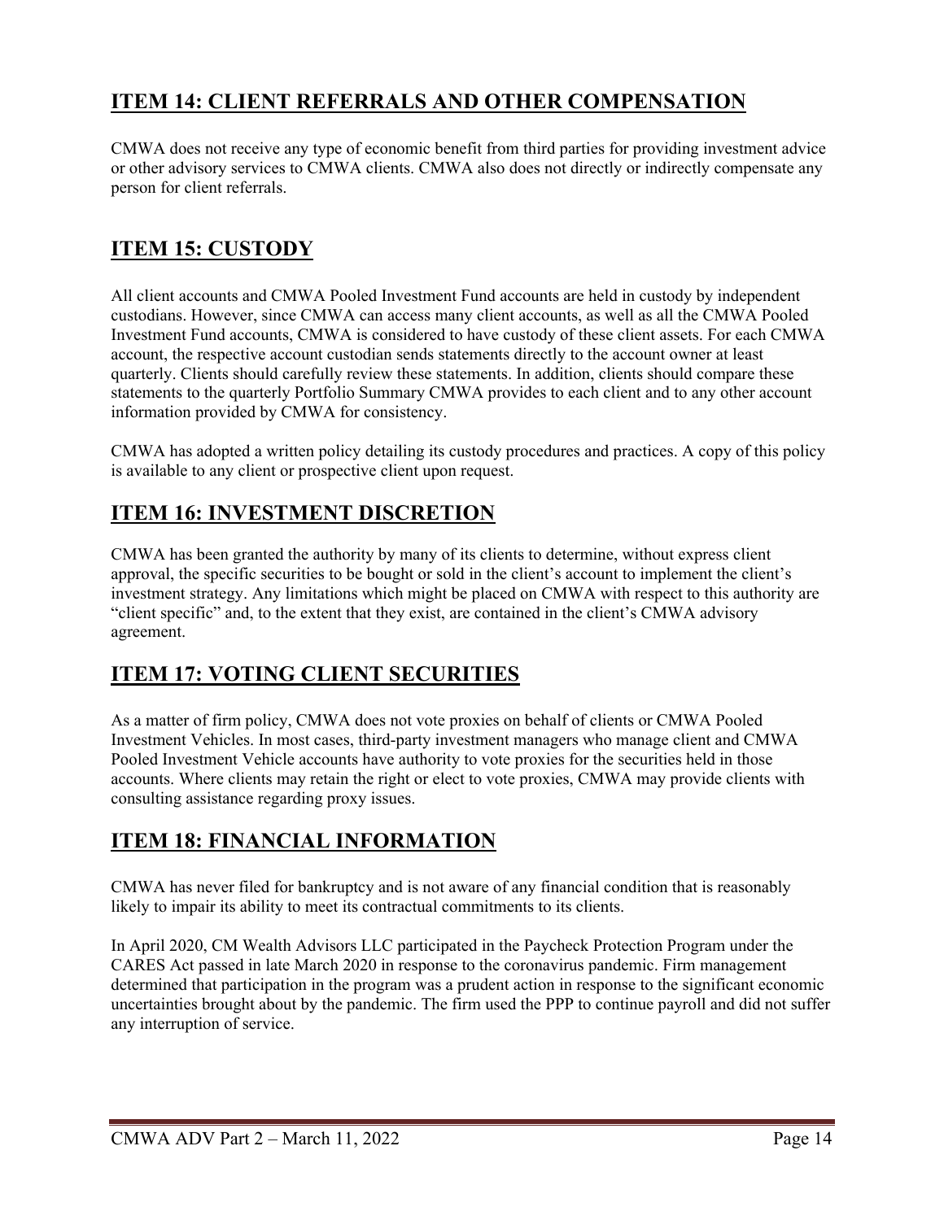## ITEM 14: CLIENT REFERRALS AND OTHER COMPENSATION

CMWA does not receive any type of economic benefit from third parties for providing investment advice or other advisory services to CMWA clients. CMWA also does not directly or indirectly compensate any person for client referrals.

## ITEM 15: CUSTODY

All client accounts and CMWA Pooled Investment Fund accounts are held in custody by independent custodians. However, since CMWA can access many client accounts, as well as all the CMWA Pooled Investment Fund accounts, CMWA is considered to have custody of these client assets. For each CMWA account, the respective account custodian sends statements directly to the account owner at least quarterly. Clients should carefully review these statements. In addition, clients should compare these statements to the quarterly Portfolio Summary CMWA provides to each client and to any other account information provided by CMWA for consistency.

CMWA has adopted a written policy detailing its custody procedures and practices. A copy of this policy is available to any client or prospective client upon request.

## ITEM 16: INVESTMENT DISCRETION

CMWA has been granted the authority by many of its clients to determine, without express client approval, the specific securities to be bought or sold in the client's account to implement the client's investment strategy. Any limitations which might be placed on CMWA with respect to this authority are "client specific" and, to the extent that they exist, are contained in the client's CMWA advisory agreement.

## ITEM 17: VOTING CLIENT SECURITIES

As a matter of firm policy, CMWA does not vote proxies on behalf of clients or CMWA Pooled Investment Vehicles. In most cases, third-party investment managers who manage client and CMWA Pooled Investment Vehicle accounts have authority to vote proxies for the securities held in those accounts. Where clients may retain the right or elect to vote proxies, CMWA may provide clients with consulting assistance regarding proxy issues.

## ITEM 18: FINANCIAL INFORMATION

CMWA has never filed for bankruptcy and is not aware of any financial condition that is reasonably likely to impair its ability to meet its contractual commitments to its clients.

In April 2020, CM Wealth Advisors LLC participated in the Paycheck Protection Program under the CARES Act passed in late March 2020 in response to the coronavirus pandemic. Firm management determined that participation in the program was a prudent action in response to the significant economic uncertainties brought about by the pandemic. The firm used the PPP to continue payroll and did not suffer any interruption of service.